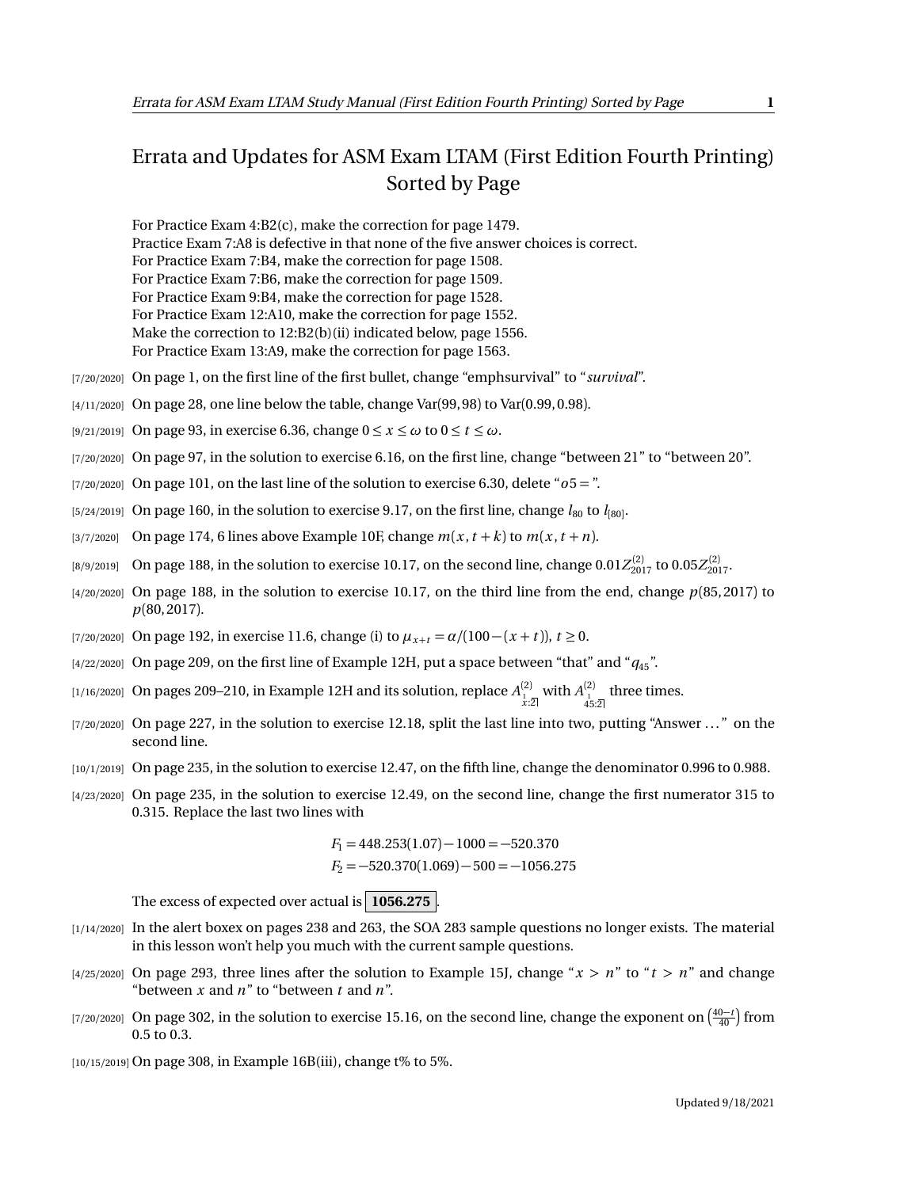# Errata and Updates for ASM Exam LTAM (First Edition Fourth Printing) Sorted by Page

For Practice Exam 4:B2(c), make the correction for page 1479.
Practice Exam 7:A8 is defective in that none of the five answer choices is correct.
For Practice Exam 7:B4, make the correction for page 1508.
For Practice Exam 7:B6, make the correction for page 1509.
For Practice Exam 9:B4, make the correction for page 1528.
For Practice Exam 12:A10, make the correction for page 1552.
Make the correction to 12:B2(b)(ii) indicated below, page 1556.
For Practice Exam 13:A9, make the correction for page 1563.

[7/20/2020] On page 1, on the first line of the first bullet, change "emphsurvival" to "*survival*".

[4/11/2020] On page 28, one line below the table, change Var(99, 98) to Var(0.99, 0.98).

[9/21/2019] On page 93, in exercise 6.36, change $0 \le x \le \omega$ to $0 \le t \le \omega$.

[7/20/2020] On page 97, in the solution to exercise 6.16, on the first line, change "between 21" to "between 20".

[7/20/2020] On page 101, on the last line of the solution to exercise 6.30, delete "$o5 =$".

[5/24/2019] On page 160, in the solution to exercise 9.17, on the first line, change $l_{80}$ to $l_{[80]}$.

[3/7/2020] On page 174, 6 lines above Example 10F, change $m(x, t+k)$ to $m(x, t+n)$.

[8/9/2019] On page 188, in the solution to exercise 10.17, on the second line, change $0.01Z^{(2)}_{2017}$ to $0.05Z^{(2)}_{2017}$.

[4/20/2020] On page 188, in the solution to exercise 10.17, on the third line from the end, change $p(85, 2017)$ to $p(80, 2017)$.

[7/20/2020] On page 192, in exercise 11.6, change (i) to $\mu_{x+t} = \alpha/(100-(x+t))$, $t \ge 0$.

[4/22/2020] On page 209, on the first line of Example 12H, put a space between "that" and "$q_{45}$".

[1/16/2020] On pages 209–210, in Example 12H and its solution, replace $A^{(2)}_{\substack{1\\x:\overline{2}|}}$ with $A^{(2)}_{\substack{1\\45:\overline{2}|}}$ three times.

[7/20/2020] On page 227, in the solution to exercise 12.18, split the last line into two, putting "Answer ..." on the second line.

[10/1/2019] On page 235, in the solution to exercise 12.47, on the fifth line, change the denominator 0.996 to 0.988.

[4/23/2020] On page 235, in the solution to exercise 12.49, on the second line, change the first numerator 315 to 0.315. Replace the last two lines with

$$F_1 = 448.253(1.07) - 1000 = -520.370$$
$$F_2 = -520.370(1.069) - 500 = -1056.275$$

The excess of expected over actual is **1056.275**.

[1/14/2020] In the alert boxex on pages 238 and 263, the SOA 283 sample questions no longer exists. The material in this lesson won't help you much with the current sample questions.

[4/25/2020] On page 293, three lines after the solution to Example 15J, change "$x > n$" to "$t > n$" and change "between $x$ and $n$" to "between $t$ and $n$".

[7/20/2020] On page 302, in the solution to exercise 15.16, on the second line, change the exponent on $\left(\frac{40-t}{40}\right)$ from 0.5 to 0.3.

[10/15/2019] On page 308, in Example 16B(iii), change t% to 5%.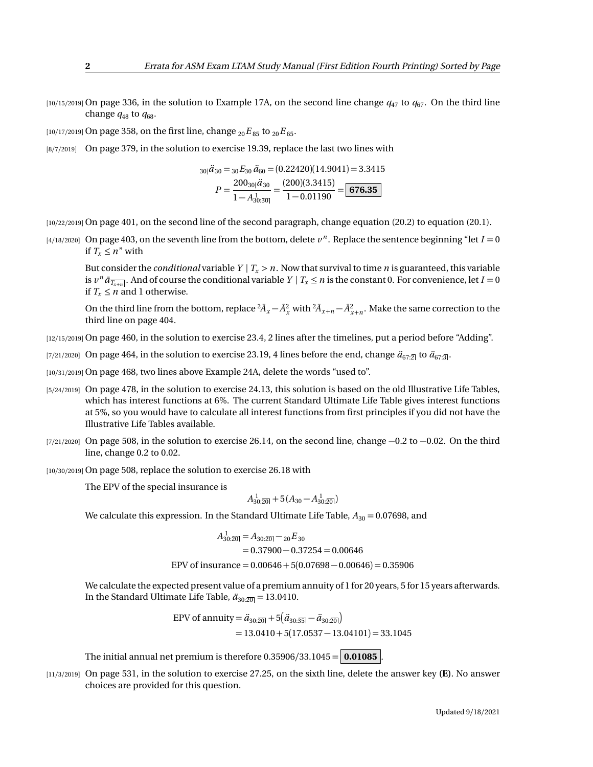[10/15/2019] On page 336, in the solution to Example 17A, on the second line change $q_{47}$ to $q_{67}$. On the third line change $q_{48}$ to $q_{68}$.

[10/17/2019] On page 358, on the first line, change ${}_{20}E_{85}$ to ${}_{20}E_{65}$.

[8/7/2019] On page 379, in the solution to exercise 19.39, replace the last two lines with

$$ {}_{30|}\ddot{a}_{30} = {}_{30}E_{30}\,\ddot{a}_{60} = (0.22420)(14.9041) = 3.3415 $$

$$ P = \frac{200\,{}_{30|}\ddot{a}_{30}}{1 - A^{\;1}_{30:\overline{30|}}} = \frac{(200)(3.3415)}{1 - 0.01190} = \boxed{\mathbf{676.35}} $$

[10/22/2019] On page 401, on the second line of the second paragraph, change equation (20.2) to equation (20.1).

[4/18/2020] On page 403, on the seventh line from the bottom, delete $v^n$. Replace the sentence beginning "let $I = 0$ if $T_x \le n$" with

But consider the *conditional* variable $Y \mid T_x > n$. Now that survival to time $n$ is guaranteed, this variable is $v^n \bar{a}_{\overline{T_{x+n}|}}$. And of course the conditional variable $Y \mid T_x \le n$ is the constant 0. For convenience, let $I = 0$ if $T_x \le n$ and 1 otherwise.

On the third line from the bottom, replace ${}^2\bar{A}_x - \bar{A}_x^2$ with ${}^2\bar{A}_{x+n} - \bar{A}_{x+n}^2$. Make the same correction to the third line on page 404.

[12/15/2019] On page 460, in the solution to exercise 23.4, 2 lines after the timelines, put a period before "Adding".

[7/21/2020] On page 464, in the solution to exercise 23.19, 4 lines before the end, change $\ddot{a}_{67:\overline{2|}}$ to $\ddot{a}_{67:\overline{3|}}$.

[10/31/2019] On page 468, two lines above Example 24A, delete the words "used to".

[5/24/2019] On page 478, in the solution to exercise 24.13, this solution is based on the old Illustrative Life Tables, which has interest functions at 6%. The current Standard Ultimate Life Table gives interest functions at 5%, so you would have to calculate all interest functions from first principles if you did not have the Illustrative Life Tables available.

[7/21/2020] On page 508, in the solution to exercise 26.14, on the second line, change $-0.2$ to $-0.02$. On the third line, change 0.2 to 0.02.

[10/30/2019] On page 508, replace the solution to exercise 26.18 with

The EPV of the special insurance is

$$ A^{\;1}_{30:\overline{20|}} + 5\left(A_{30} - A^{\;1}_{30:\overline{20|}}\right) $$

We calculate this expression. In the Standard Ultimate Life Table, $A_{30} = 0.07698$, and

$$ \begin{aligned} A^{\;1}_{30:\overline{20|}} &= A_{30:\overline{20|}} - {}_{20}E_{30} \\ &= 0.37900 - 0.37254 = 0.00646 \\ \text{EPV of insurance} &= 0.00646 + 5(0.07698 - 0.00646) = 0.35906 \end{aligned} $$

We calculate the expected present value of a premium annuity of 1 for 20 years, 5 for 15 years afterwards. In the Standard Ultimate Life Table, $\ddot{a}_{30:\overline{20|}} = 13.0410$.

$$ \begin{aligned} \text{EPV of annuity} &= \ddot{a}_{30:\overline{20|}} + 5\left(\ddot{a}_{30:\overline{35|}} - \ddot{a}_{30:\overline{20|}}\right) \\ &= 13.0410 + 5(17.0537 - 13.04101) = 33.1045 \end{aligned} $$

The initial annual net premium is therefore $0.35906/33.1045 = \boxed{\mathbf{0.01085}}$.

[11/3/2019] On page 531, in the solution to exercise 27.25, on the sixth line, delete the answer key **(E)**. No answer choices are provided for this question.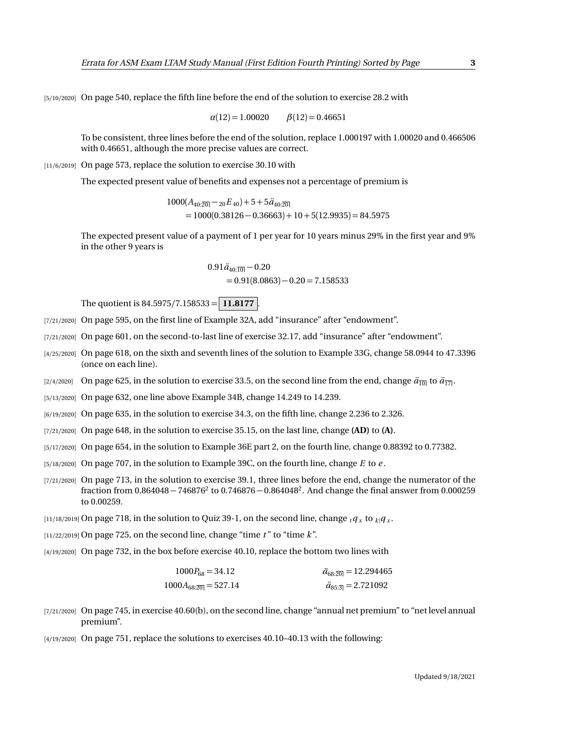[5/10/2020] On page 540, replace the fifth line before the end of the solution to exercise 28.2 with

$$\alpha(12) = 1.00020 \qquad \beta(12) = 0.46651$$

To be consistent, three lines before the end of the solution, replace 1.000197 with 1.00020 and 0.466506 with 0.46651, although the more precise values are correct.

[11/6/2019] On page 573, replace the solution to exercise 30.10 with

The expected present value of benefits and expenses not a percentage of premium is

$$\begin{aligned} &1000(A_{40:\overline{20}|} - {}_{20}E_{40}) + 5 + 5\ddot{a}_{40:\overline{20}|} \\ &\quad = 1000(0.38126 - 0.36663) + 10 + 5(12.9935) = 84.5975 \end{aligned}$$

The expected present value of a payment of 1 per year for 10 years minus 29% in the first year and 9% in the other 9 years is

$$\begin{aligned} &0.91\ddot{a}_{40:\overline{10}|} - 0.20 \\ &\quad = 0.91(8.0863) - 0.20 = 7.158533 \end{aligned}$$

The quotient is $84.5975/7.158533 = \boxed{\mathbf{11.8177}}$.

[7/21/2020] On page 595, on the first line of Example 32A, add "insurance" after "endowment".

[7/21/2020] On page 601, on the second-to-last line of exercise 32.17, add "insurance" after "endowment".

[4/25/2020] On page 618, on the sixth and seventh lines of the solution to Example 33G, change 58.0944 to 47.3396 (once on each line).

[2/4/2020] On page 625, in the solution to exercise 33.5, on the second line from the end, change $\ddot{a}_{\overline{10}|}$ to $\ddot{a}_{\overline{17}|}$.

[5/13/2020] On page 632, one line above Example 34B, change 14.249 to 14.239.

[6/19/2020] On page 635, in the solution to exercise 34.3, on the fifth line, change 2.236 to 2.326.

[7/21/2020] On page 648, in the solution to exercise 35.15, on the last line, change **(AD)** to **(A)**.

[5/17/2020] On page 654, in the solution to Example 36E part 2, on the fourth line, change 0.88392 to 0.77382.

[5/18/2020] On page 707, in the solution to Example 39C, on the fourth line, change $E$ to $e$.

[7/21/2020] On page 713, in the solution to exercise 39.1, three lines before the end, change the numerator of the fraction from $0.864048 - 746876^2$ to $0.746876 - 0.864048^2$. And change the final answer from 0.000259 to 0.00259.

[11/18/2019] On page 718, in the solution to Quiz 39-1, on the second line, change ${}_tq_x$ to ${}_{k|}q_x$.

[11/22/2019] On page 725, on the second line, change "time $t$" to "time $k$".

[4/19/2020] On page 732, in the box before exercise 40.10, replace the bottom two lines with

$$1000P_{68} = 34.12 \qquad \ddot{a}_{68:\overline{20}|} = 12.294465$$

$$1000A_{68:\overline{20}|} = 527.14 \qquad \ddot{a}_{85:\overline{3}|} = 2.721092$$

[7/21/2020] On page 745, in exercise 40.60(b), on the second line, change "annual net premium" to "net level annual premium".

[4/19/2020] On page 751, replace the solutions to exercises 40.10–40.13 with the following: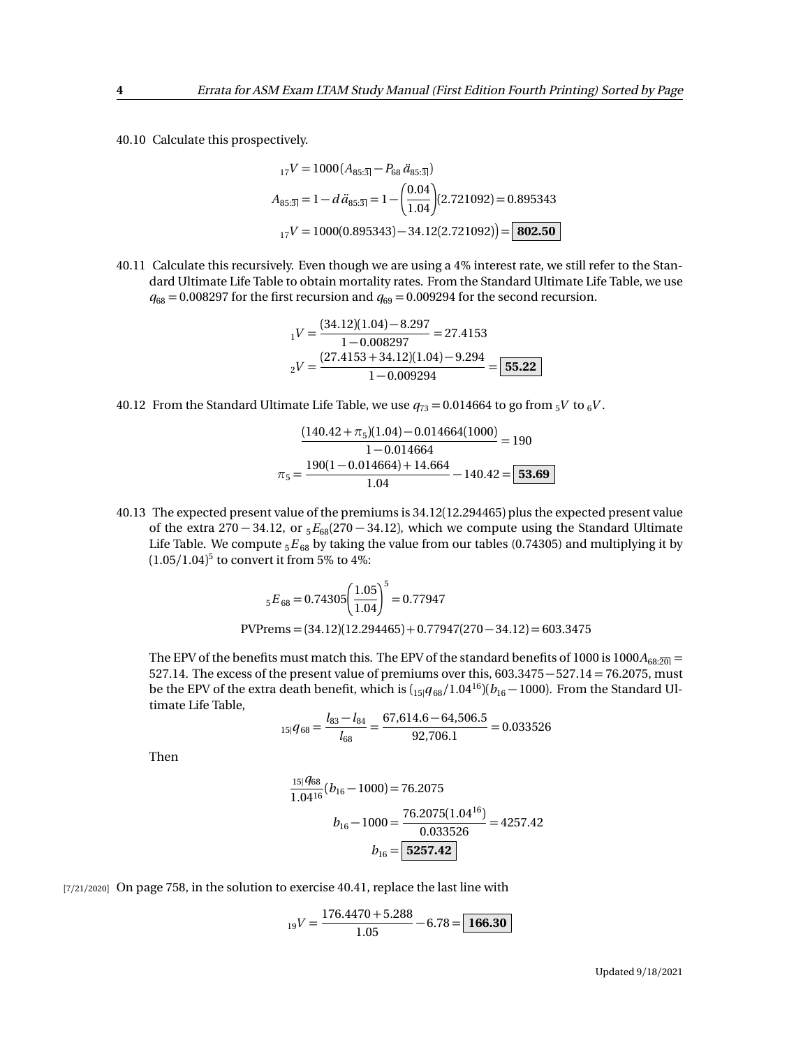40.10 Calculate this prospectively.

$$ {}_{17}V = 1000(A_{85:\overline{3}|} - P_{68}\,\ddot{a}_{85:\overline{3}|}) $$

$$ A_{85:\overline{3}|} = 1 - d\,\ddot{a}_{85:\overline{3}|} = 1 - \left(\frac{0.04}{1.04}\right)(2.721092) = 0.895343 $$

$$ {}_{17}V = 1000(0.895343) - 34.12(2.721092)\big) = \boxed{\textbf{802.50}} $$

40.11 Calculate this recursively. Even though we are using a 4% interest rate, we still refer to the Standard Ultimate Life Table to obtain mortality rates. From the Standard Ultimate Life Table, we use $q_{68} = 0.008297$ for the first recursion and $q_{69} = 0.009294$ for the second recursion.

$$ {}_{1}V = \frac{(34.12)(1.04) - 8.297}{1 - 0.008297} = 27.4153 $$

$$ {}_{2}V = \frac{(27.4153 + 34.12)(1.04) - 9.294}{1 - 0.009294} = \boxed{\textbf{55.22}} $$

40.12 From the Standard Ultimate Life Table, we use $q_{73} = 0.014664$ to go from ${}_5V$ to ${}_6V$.

$$ \frac{(140.42 + \pi_5)(1.04) - 0.014664(1000)}{1 - 0.014664} = 190 $$

$$ \pi_5 = \frac{190(1 - 0.014664) + 14.664}{1.04} - 140.42 = \boxed{\textbf{53.69}} $$

40.13 The expected present value of the premiums is 34.12(12.294465) plus the expected present value of the extra $270 - 34.12$, or ${}_5E_{68}(270 - 34.12)$, which we compute using the Standard Ultimate Life Table. We compute ${}_5E_{68}$ by taking the value from our tables (0.74305) and multiplying it by $(1.05/1.04)^5$ to convert it from 5% to 4%:

$$ {}_5E_{68} = 0.74305\left(\frac{1.05}{1.04}\right)^5 = 0.77947 $$

$$ \text{PVPrems} = (34.12)(12.294465) + 0.77947(270 - 34.12) = 603.3475 $$

The EPV of the benefits must match this. The EPV of the standard benefits of 1000 is $1000A_{68:\overline{20}|} = 527.14$. The excess of the present value of premiums over this, $603.3475 - 527.14 = 76.2075$, must be the EPV of the extra death benefit, which is $({}_{15|}q_{68}/1.04^{16})(b_{16} - 1000)$. From the Standard Ultimate Life Table,

$$ {}_{15|}q_{68} = \frac{l_{83} - l_{84}}{l_{68}} = \frac{67{,}614.6 - 64{,}506.5}{92{,}706.1} = 0.033526 $$

Then

$$ \frac{{}_{15|}q_{68}}{1.04^{16}}(b_{16} - 1000) = 76.2075 $$

$$ b_{16} - 1000 = \frac{76.2075(1.04^{16})}{0.033526} = 4257.42 $$

$$ b_{16} = \boxed{\textbf{5257.42}} $$

[7/21/2020] On page 758, in the solution to exercise 40.41, replace the last line with

$$ {}_{19}V = \frac{176.4470 + 5.288}{1.05} - 6.78 = \boxed{\textbf{166.30}} $$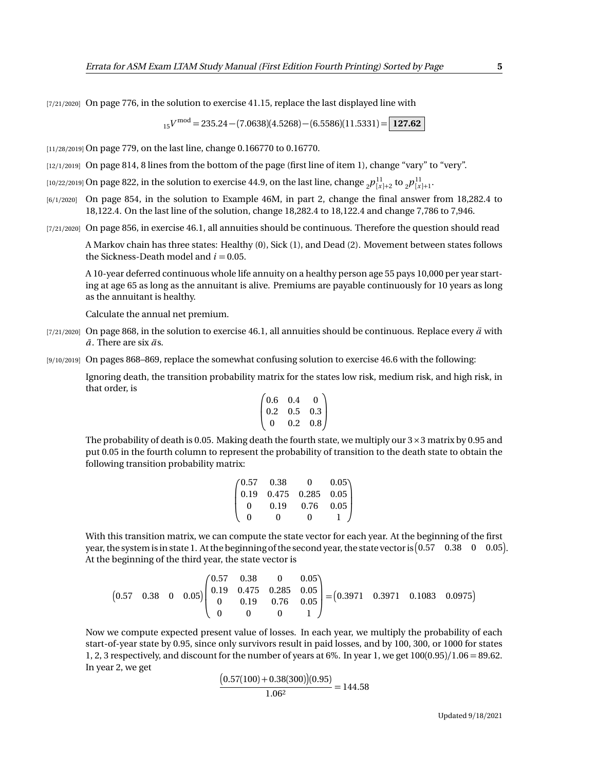[7/21/2020] On page 776, in the solution to exercise 41.15, replace the last displayed line with

$$ {}_{15}V^{\text{mod}} = 235.24 - (7.0638)(4.5268) - (6.5586)(11.5331) = \boxed{\mathbf{127.62}} $$

[11/28/2019] On page 779, on the last line, change 0.166770 to 0.16770.

[12/1/2019] On page 814, 8 lines from the bottom of the page (first line of item 1), change "vary" to "very".

[10/22/2019] On page 822, in the solution to exercise 44.9, on the last line, change ${}_2p^{11}_{[x]+2}$ to ${}_2p^{11}_{[x]+1}$.

[6/1/2020] On page 854, in the solution to Example 46M, in part 2, change the final answer from 18,282.4 to 18,122.4. On the last line of the solution, change 18,282.4 to 18,122.4 and change 7,786 to 7,946.

[7/21/2020] On page 856, in exercise 46.1, all annuities should be continuous. Therefore the question should read

A Markov chain has three states: Healthy (0), Sick (1), and Dead (2). Movement between states follows the Sickness-Death model and $i = 0.05$.

A 10-year deferred continuous whole life annuity on a healthy person age 55 pays 10,000 per year starting at age 65 as long as the annuitant is alive. Premiums are payable continuously for 10 years as long as the annuitant is healthy.

Calculate the annual net premium.

[7/21/2020] On page 868, in the solution to exercise 46.1, all annuities should be continuous. Replace every $\ddot{a}$ with $\bar{a}$. There are six $\ddot{a}$s.

[9/10/2019] On pages 868–869, replace the somewhat confusing solution to exercise 46.6 with the following:

Ignoring death, the transition probability matrix for the states low risk, medium risk, and high risk, in that order, is

$$ \begin{pmatrix} 0.6 & 0.4 & 0 \\ 0.2 & 0.5 & 0.3 \\ 0 & 0.2 & 0.8 \end{pmatrix} $$

The probability of death is 0.05. Making death the fourth state, we multiply our $3 \times 3$ matrix by 0.95 and put 0.05 in the fourth column to represent the probability of transition to the death state to obtain the following transition probability matrix:

$$ \begin{pmatrix} 0.57 & 0.38 & 0 & 0.05 \\ 0.19 & 0.475 & 0.285 & 0.05 \\ 0 & 0.19 & 0.76 & 0.05 \\ 0 & 0 & 0 & 1 \end{pmatrix} $$

With this transition matrix, we can compute the state vector for each year. At the beginning of the first year, the system is in state 1. At the beginning of the second year, the state vector is $\begin{pmatrix} 0.57 & 0.38 & 0 & 0.05 \end{pmatrix}$. At the beginning of the third year, the state vector is

$$ \begin{pmatrix} 0.57 & 0.38 & 0 & 0.05 \end{pmatrix} \begin{pmatrix} 0.57 & 0.38 & 0 & 0.05 \\ 0.19 & 0.475 & 0.285 & 0.05 \\ 0 & 0.19 & 0.76 & 0.05 \\ 0 & 0 & 0 & 1 \end{pmatrix} = \begin{pmatrix} 0.3971 & 0.3971 & 0.1083 & 0.0975 \end{pmatrix} $$

Now we compute expected present value of losses. In each year, we multiply the probability of each start-of-year state by 0.95, since only survivors result in paid losses, and by 100, 300, or 1000 for states 1, 2, 3 respectively, and discount for the number of years at 6%. In year 1, we get $100(0.95)/1.06 = 89.62$. In year 2, we get

$$ \frac{\big(0.57(100) + 0.38(300)\big)(0.95)}{1.06^2} = 144.58 $$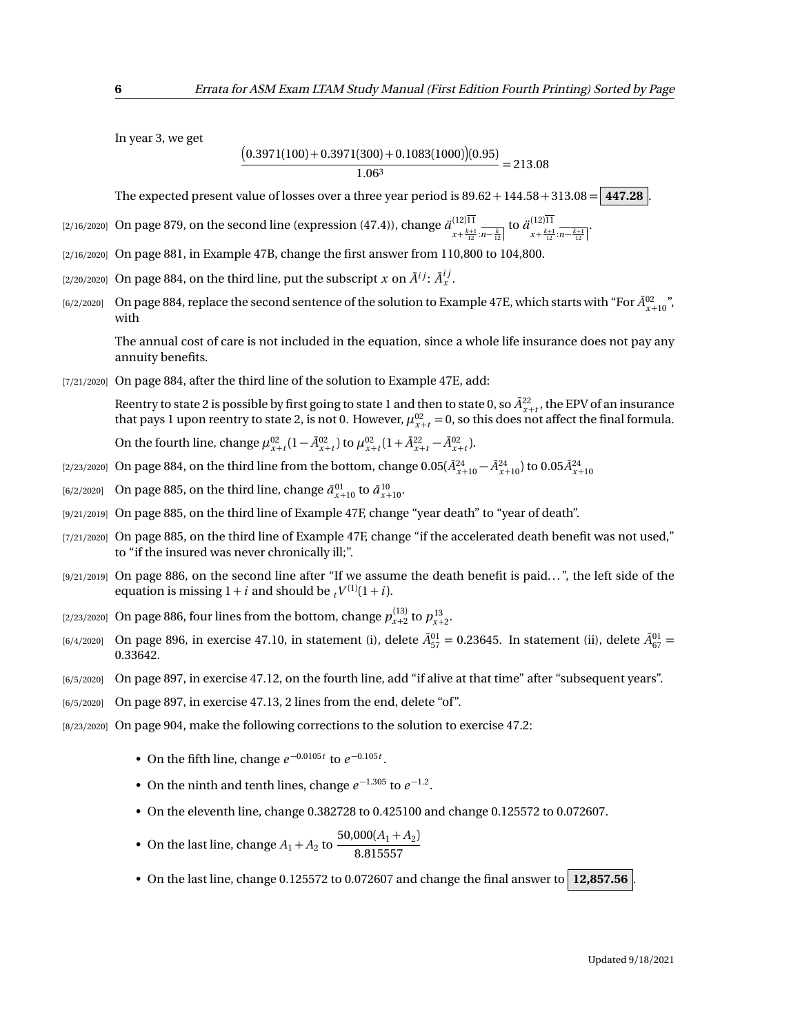In year 3, we get

$$\frac{\big(0.3971(100)+0.3971(300)+0.1083(1000)\big)(0.95)}{1.06^3}=213.08$$

The expected present value of losses over a three year period is $89.62+144.58+313.08=$ **447.28**.

[2/16/2020] On page 879, on the second line (expression (47.4)), change $\ddot{a}^{(12)\overline{11}}_{x+\frac{k+1}{12}:\overline{n-\frac{k}{12}}|}$ to $\ddot{a}^{(12)\overline{11}}_{x+\frac{k+1}{12}:\overline{n-\frac{k+1}{12}}|}$.

[2/16/2020] On page 881, in Example 47B, change the first answer from 110,800 to 104,800.

[2/20/2020] On page 884, on the third line, put the subscript $x$ on $\bar{A}^{ij}$: $\bar{A}^{ij}_x$.

[6/2/2020] On page 884, replace the second sentence of the solution to Example 47E, which starts with "For $\bar{A}^{02}_{x+10}$", with

The annual cost of care is not included in the equation, since a whole life insurance does not pay any annuity benefits.

[7/21/2020] On page 884, after the third line of the solution to Example 47E, add:

Reentry to state 2 is possible by first going to state 1 and then to state 0, so $\bar{A}^{22}_{x+t}$, the EPV of an insurance that pays 1 upon reentry to state 2, is not 0. However, $\mu^{02}_{x+t}=0$, so this does not affect the final formula.

On the fourth line, change $\mu^{02}_{x+t}(1-\bar{A}^{02}_{x+t})$ to $\mu^{02}_{x+t}(1+\bar{A}^{22}_{x+t}-\bar{A}^{02}_{x+t})$.

[2/23/2020] On page 884, on the third line from the bottom, change $0.05(\bar{A}^{24}_{x+10}-\bar{A}^{24}_{x+10})$ to $0.05\bar{A}^{24}_{x+10}$

[6/2/2020] On page 885, on the third line, change $\bar{a}^{01}_{x+10}$ to $\bar{a}^{10}_{x+10}$.

[9/21/2019] On page 885, on the third line of Example 47F, change "year death" to "year of death".

[7/21/2020] On page 885, on the third line of Example 47F, change "if the accelerated death benefit was not used," to "if the insured was never chronically ill;".

[9/21/2019] On page 886, on the second line after "If we assume the death benefit is paid...", the left side of the equation is missing $1+i$ and should be ${}_tV^{(1)}(1+i)$.

[2/23/2020] On page 886, four lines from the bottom, change $p^{(13)}_{x+2}$ to $p^{13}_{x+2}$.

[6/4/2020] On page 896, in exercise 47.10, in statement (i), delete $\bar{A}^{01}_{57}=0.23645$. In statement (ii), delete $\bar{A}^{01}_{67}=0.33642$.

[6/5/2020] On page 897, in exercise 47.12, on the fourth line, add "if alive at that time" after "subsequent years".

[6/5/2020] On page 897, in exercise 47.13, 2 lines from the end, delete "of".

[8/23/2020] On page 904, make the following corrections to the solution to exercise 47.2:

- On the fifth line, change $e^{-0.0105t}$ to $e^{-0.105t}$.
- On the ninth and tenth lines, change $e^{-1.305}$ to $e^{-1.2}$.
- On the eleventh line, change 0.382728 to 0.425100 and change 0.125572 to 0.072607.
- On the last line, change $A_1+A_2$ to $\dfrac{50{,}000(A_1+A_2)}{8.815557}$
- On the last line, change 0.125572 to 0.072607 and change the final answer to **12,857.56**.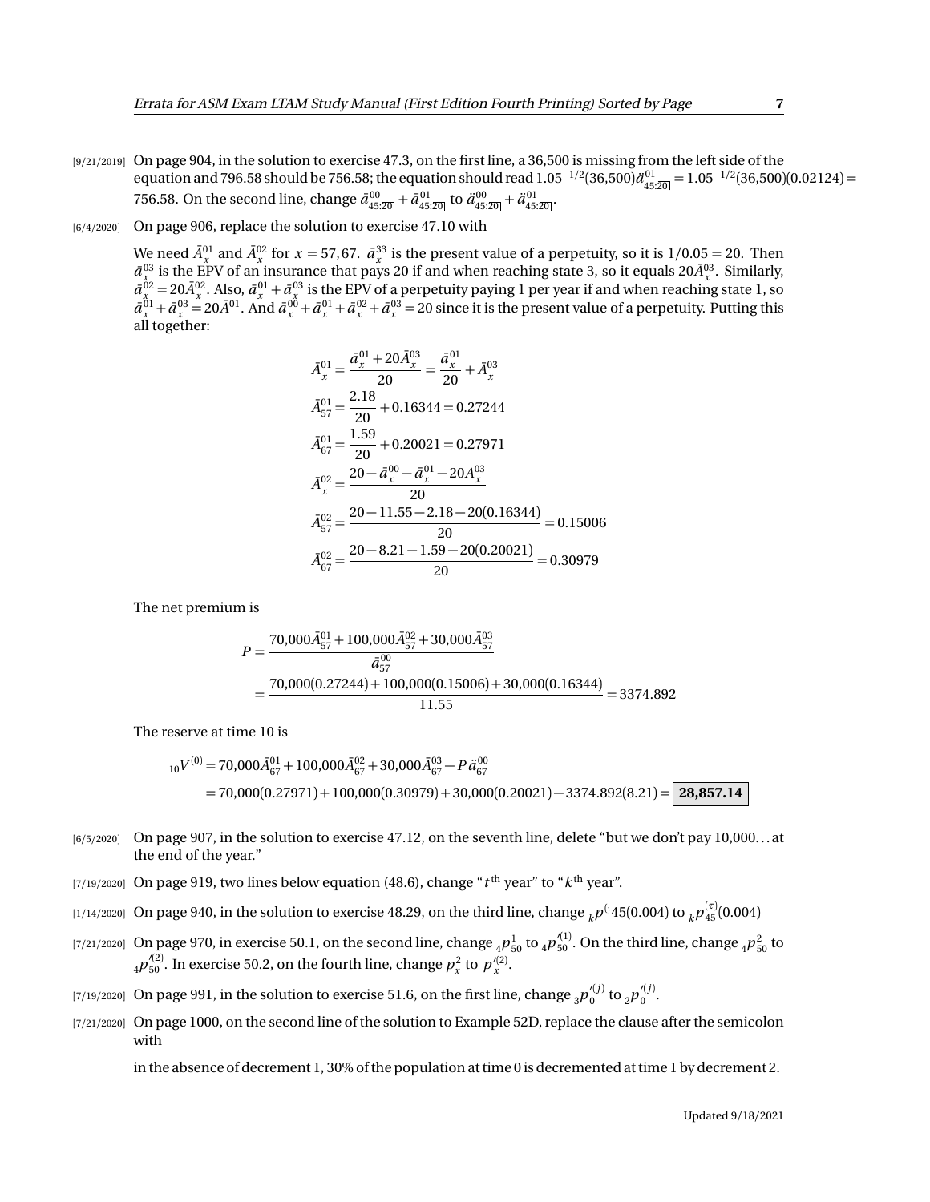[9/21/2019] On page 904, in the solution to exercise 47.3, on the first line, a 36,500 is missing from the left side of the equation and 796.58 should be 756.58; the equation should read $1.05^{-1/2}(36{,}500)\ddot{a}^{01}_{45:\overline{20}|} = 1.05^{-1/2}(36{,}500)(0.02124) = 756.58$. On the second line, change $\bar{a}^{00}_{45:\overline{20}|} + \bar{a}^{01}_{45:\overline{20}|}$ to $\ddot{a}^{00}_{45:\overline{20}|} + \ddot{a}^{01}_{45:\overline{20}|}$.

[6/4/2020] On page 906, replace the solution to exercise 47.10 with

We need $\bar{A}^{01}_x$ and $\bar{A}^{02}_x$ for $x = 57, 67$. $\bar{a}^{33}_x$ is the present value of a perpetuity, so it is $1/0.05 = 20$. Then $\bar{a}^{03}_x$ is the EPV of an insurance that pays 20 if and when reaching state 3, so it equals $20\bar{A}^{03}_x$. Similarly, $\bar{a}^{02}_x = 20\bar{A}^{02}_x$. Also, $\bar{a}^{01}_x + \bar{a}^{03}_x$ is the EPV of a perpetuity paying 1 per year if and when reaching state 1, so $\bar{a}^{01}_x + \bar{a}^{03}_x = 20\bar{A}^{01}$. And $\bar{a}^{00}_x + \bar{a}^{01}_x + \bar{a}^{02}_x + \bar{a}^{03}_x = 20$ since it is the present value of a perpetuity. Putting this all together:

$$\bar{A}^{01}_x = \frac{\bar{a}^{01}_x + 20\bar{A}^{03}_x}{20} = \frac{\bar{a}^{01}_x}{20} + \bar{A}^{03}_x$$

$$\bar{A}^{01}_{57} = \frac{2.18}{20} + 0.16344 = 0.27244$$

$$\bar{A}^{01}_{67} = \frac{1.59}{20} + 0.20021 = 0.27971$$

$$\bar{A}^{02}_x = \frac{20 - \bar{a}^{00}_x - \bar{a}^{01}_x - 20A^{03}_x}{20}$$

$$\bar{A}^{02}_{57} = \frac{20 - 11.55 - 2.18 - 20(0.16344)}{20} = 0.15006$$

$$\bar{A}^{02}_{67} = \frac{20 - 8.21 - 1.59 - 20(0.20021)}{20} = 0.30979$$

The net premium is

$$P = \frac{70{,}000\bar{A}^{01}_{57} + 100{,}000\bar{A}^{02}_{57} + 30{,}000\bar{A}^{03}_{57}}{\bar{a}^{00}_{57}}$$
$$= \frac{70{,}000(0.27244) + 100{,}000(0.15006) + 30{,}000(0.16344)}{11.55} = 3374.892$$

The reserve at time 10 is

$${}_{10}V^{(0)} = 70{,}000\bar{A}^{01}_{67} + 100{,}000\bar{A}^{02}_{67} + 30{,}000\bar{A}^{03}_{67} - P\ddot{a}^{00}_{67}$$
$$= 70{,}000(0.27971) + 100{,}000(0.30979) + 30{,}000(0.20021) - 3374.892(8.21) = \boxed{\mathbf{28{,}857.14}}$$

[6/5/2020] On page 907, in the solution to exercise 47.12, on the seventh line, delete "but we don't pay 10,000... at the end of the year."

[7/19/2020] On page 919, two lines below equation (48.6), change "$t^{\text{th}}$ year" to "$k^{\text{th}}$ year".

[1/14/2020] On page 940, in the solution to exercise 48.29, on the third line, change ${}_kp^{()}45(0.004)$ to ${}_kp^{(\tau)}_{45}(0.004)$

[7/21/2020] On page 970, in exercise 50.1, on the second line, change ${}_4p^1_{50}$ to ${}_4p'^{(1)}_{50}$. On the third line, change ${}_4p^2_{50}$ to ${}_4p'^{(2)}_{50}$. In exercise 50.2, on the fourth line, change $p^2_x$ to $p'^{(2)}_x$.

[7/19/2020] On page 991, in the solution to exercise 51.6, on the first line, change ${}_3p'^{(j)}_0$ to ${}_2p'^{(j)}_0$.

[7/21/2020] On page 1000, on the second line of the solution to Example 52D, replace the clause after the semicolon with

in the absence of decrement 1, 30% of the population at time 0 is decremented at time 1 by decrement 2.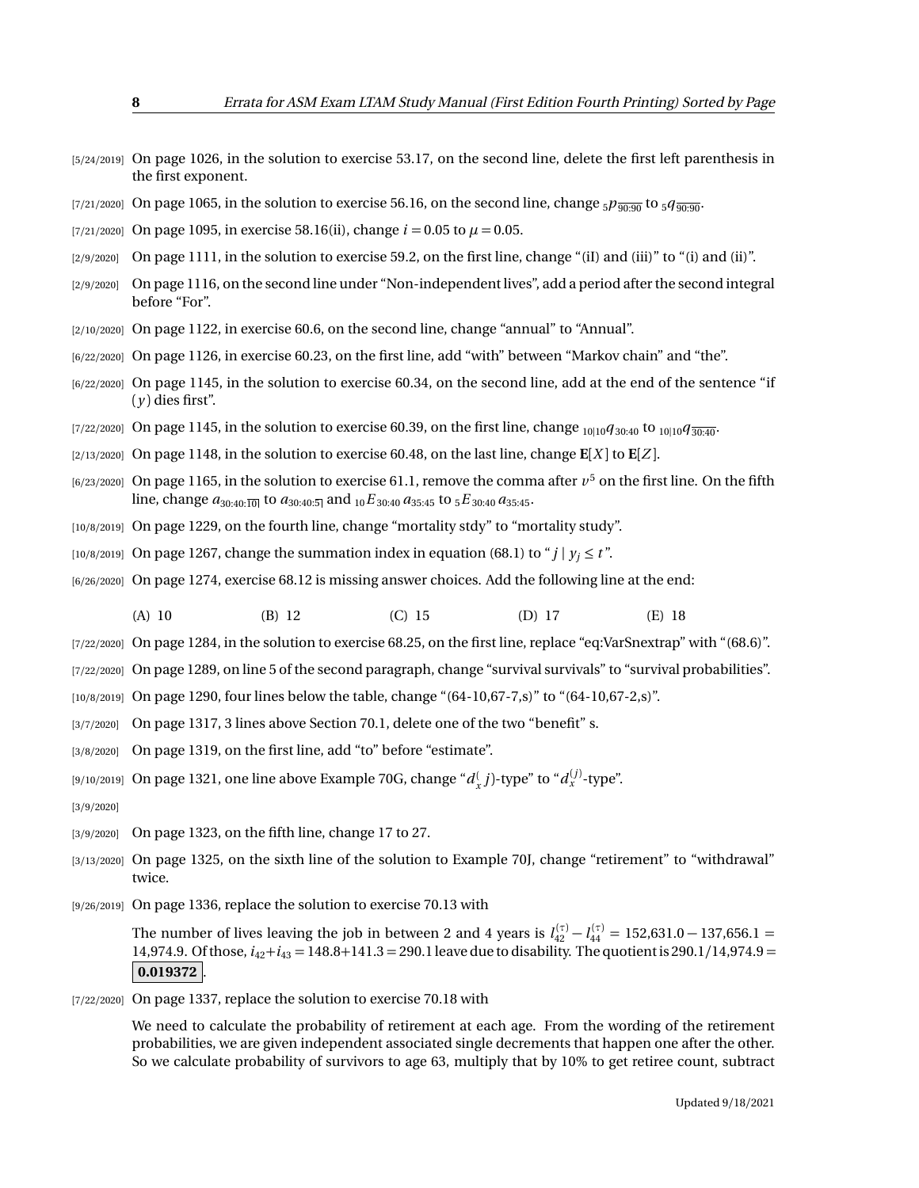[5/24/2019] On page 1026, in the solution to exercise 53.17, on the second line, delete the first left parenthesis in the first exponent.

[7/21/2020] On page 1065, in the solution to exercise 56.16, on the second line, change ${}_5p_{\overline{90:90}}$ to ${}_5q_{\overline{90:90}}$.

[7/21/2020] On page 1095, in exercise 58.16(ii), change $i = 0.05$ to $\mu = 0.05$.

[2/9/2020] On page 1111, in the solution to exercise 59.2, on the first line, change "(iI) and (iii)" to "(i) and (ii)".

[2/9/2020] On page 1116, on the second line under "Non-independent lives", add a period after the second integral before "For".

[2/10/2020] On page 1122, in exercise 60.6, on the second line, change "annual" to "Annual".

[6/22/2020] On page 1126, in exercise 60.23, on the first line, add "with" between "Markov chain" and "the".

[6/22/2020] On page 1145, in the solution to exercise 60.34, on the second line, add at the end of the sentence "if ($y$) dies first".

[7/22/2020] On page 1145, in the solution to exercise 60.39, on the first line, change ${}_{10|10}q_{30:40}$ to ${}_{10|10}q_{\overline{30:40}}$.

[2/13/2020] On page 1148, in the solution to exercise 60.48, on the last line, change $\mathbf{E}[X]$ to $\mathbf{E}[Z]$.

[6/23/2020] On page 1165, in the solution to exercise 61.1, remove the comma after $v^5$ on the first line. On the fifth line, change $a_{30:40:\overline{10}|}$ to $a_{30:40:\overline{5}|}$ and ${}_{10}E_{30:40}\, a_{35:45}$ to ${}_5E_{30:40}\, a_{35:45}$.

[10/8/2019] On page 1229, on the fourth line, change "mortality stdy" to "mortality study".

[10/8/2019] On page 1267, change the summation index in equation (68.1) to "$j \mid y_j \le t$".

[6/26/2020] On page 1274, exercise 68.12 is missing answer choices. Add the following line at the end:

(A) 10 (B) 12 (C) 15 (D) 17 (E) 18

[7/22/2020] On page 1284, in the solution to exercise 68.25, on the first line, replace "eq:VarSnextrap" with "(68.6)".

[7/22/2020] On page 1289, on line 5 of the second paragraph, change "survival survivals" to "survival probabilities".

[10/8/2019] On page 1290, four lines below the table, change "(64-10,67-7,s)" to "(64-10,67-2,s)".

[3/7/2020] On page 1317, 3 lines above Section 70.1, delete one of the two "benefit" s.

[3/8/2020] On page 1319, on the first line, add "to" before "estimate".

[9/10/2019] On page 1321, one line above Example 70G, change "$d_x^($ $j)$-type" to "$d_x^{(j)}$-type".

[3/9/2020]

[3/9/2020] On page 1323, on the fifth line, change 17 to 27.

[3/13/2020] On page 1325, on the sixth line of the solution to Example 70J, change "retirement" to "withdrawal" twice.

[9/26/2019] On page 1336, replace the solution to exercise 70.13 with

The number of lives leaving the job in between 2 and 4 years is $l_{42}^{(\tau)} - l_{44}^{(\tau)} = 152{,}631.0 - 137{,}656.1 = 14{,}974.9$. Of those, $i_{42} + i_{43} = 148.8 + 141.3 = 290.1$ leave due to disability. The quotient is $290.1/14{,}974.9 =$ **0.019372**.

[7/22/2020] On page 1337, replace the solution to exercise 70.18 with

We need to calculate the probability of retirement at each age. From the wording of the retirement probabilities, we are given independent associated single decrements that happen one after the other. So we calculate probability of survivors to age 63, multiply that by 10% to get retiree count, subtract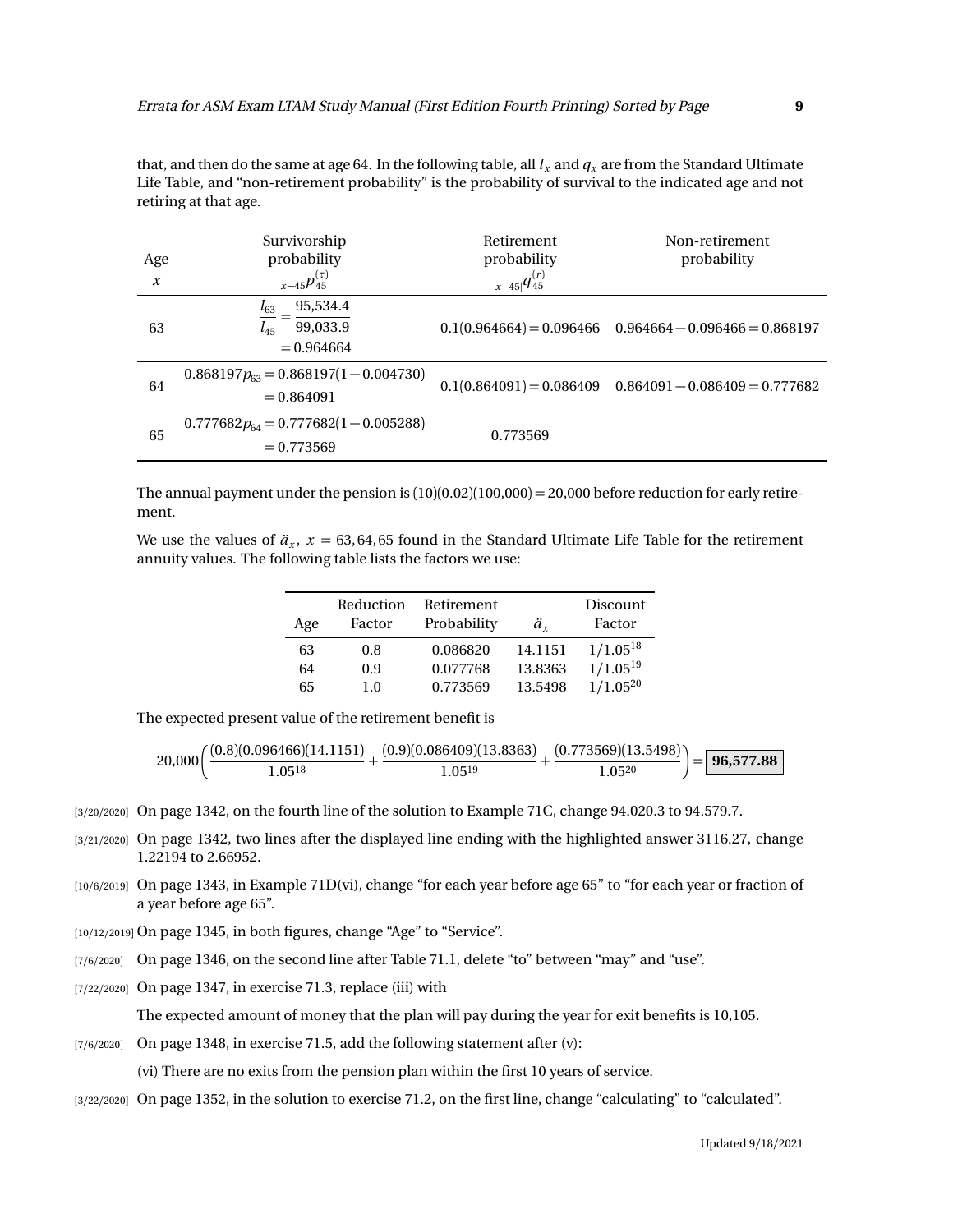that, and then do the same at age 64. In the following table, all $l_x$ and $q_x$ are from the Standard Ultimate Life Table, and "non-retirement probability" is the probability of survival to the indicated age and not retiring at that age.

| Age $x$ | Survivorship probability ${}_{x-45}p_{45}^{(\tau)}$ | Retirement probability ${}_{x-45\vert}q_{45}^{(r)}$ | Non-retirement probability |
|---|---|---|---|
| 63 | $\dfrac{l_{63}}{l_{45}} = \dfrac{95{,}534.4}{99{,}033.9} = 0.964664$ | $0.1(0.964664) = 0.096466$ | $0.964664 - 0.096466 = 0.868197$ |
| 64 | $0.868197p_{63} = 0.868197(1-0.004730) = 0.864091$ | $0.1(0.864091) = 0.086409$ | $0.864091 - 0.086409 = 0.777682$ |
| 65 | $0.777682p_{64} = 0.777682(1-0.005288) = 0.773569$ | 0.773569 | |

The annual payment under the pension is (10)(0.02)(100,000) = 20,000 before reduction for early retirement.

We use the values of $\ddot{a}_x$, $x = 63, 64, 65$ found in the Standard Ultimate Life Table for the retirement annuity values. The following table lists the factors we use:

| Age | Reduction Factor | Retirement Probability | $\ddot{a}_x$ | Discount Factor |
|---|---|---|---|---|
| 63 | 0.8 | 0.086820 | 14.1151 | $1/1.05^{18}$ |
| 64 | 0.9 | 0.077768 | 13.8363 | $1/1.05^{19}$ |
| 65 | 1.0 | 0.773569 | 13.5498 | $1/1.05^{20}$ |

The expected present value of the retirement benefit is

$$20{,}000\left(\frac{(0.8)(0.096466)(14.1151)}{1.05^{18}} + \frac{(0.9)(0.086409)(13.8363)}{1.05^{19}} + \frac{(0.773569)(13.5498)}{1.05^{20}}\right) = \boxed{\mathbf{96{,}577.88}}$$

- [3/20/2020] On page 1342, on the fourth line of the solution to Example 71C, change 94.020.3 to 94.579.7.
- [3/21/2020] On page 1342, two lines after the displayed line ending with the highlighted answer 3116.27, change 1.22194 to 2.66952.
- [10/6/2019] On page 1343, in Example 71D(vi), change "for each year before age 65" to "for each year or fraction of a year before age 65".
- [10/12/2019] On page 1345, in both figures, change "Age" to "Service".
- [7/6/2020] On page 1346, on the second line after Table 71.1, delete "to" between "may" and "use".
- [7/22/2020] On page 1347, in exercise 71.3, replace (iii) with

  The expected amount of money that the plan will pay during the year for exit benefits is 10,105.
- [7/6/2020] On page 1348, in exercise 71.5, add the following statement after (v):

  (vi) There are no exits from the pension plan within the first 10 years of service.
- [3/22/2020] On page 1352, in the solution to exercise 71.2, on the first line, change "calculating" to "calculated".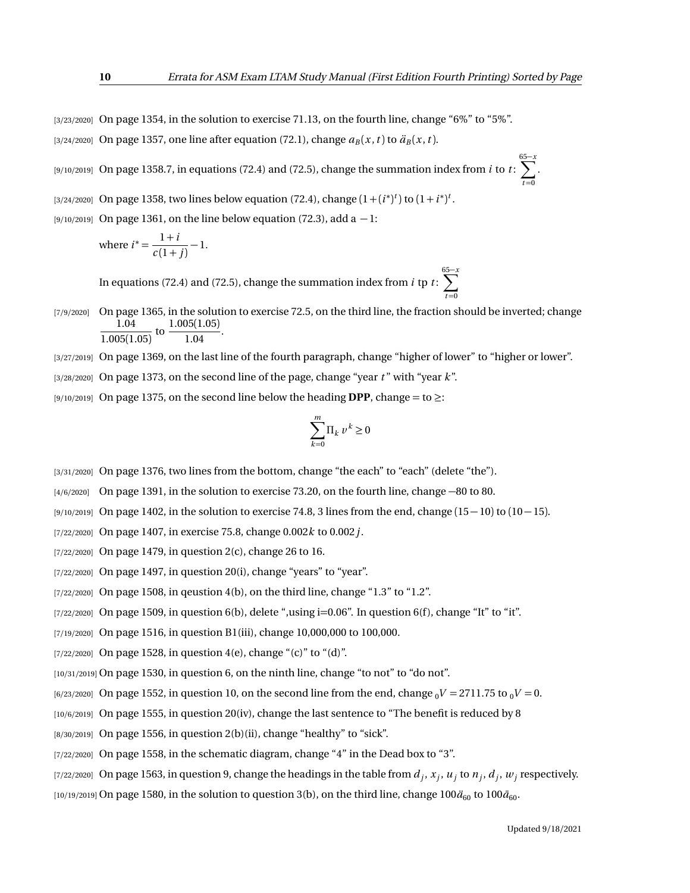[3/23/2020] On page 1354, in the solution to exercise 71.13, on the fourth line, change "6%" to "5%".

[3/24/2020] On page 1357, one line after equation (72.1), change $a_B(x,t)$ to $\ddot{a}_B(x,t)$.

[9/10/2019] On page 1358.7, in equations (72.4) and (72.5), change the summation index from $i$ to $t$: $\sum_{t=0}^{65-x}$.

[3/24/2020] On page 1358, two lines below equation (72.4), change $(1+(i^*)^t)$ to $(1+i^*)^t$.

[9/10/2019] On page 1361, on the line below equation (72.3), add a $-1$:

where $i^* = \dfrac{1+i}{c(1+j)} - 1$.

In equations (72.4) and (72.5), change the summation index from $i$ tp $t$: $\sum_{t=0}^{65-x}$

[7/9/2020] On page 1365, in the solution to exercise 72.5, on the third line, the fraction should be inverted; change $\dfrac{1.04}{1.005(1.05)}$ to $\dfrac{1.005(1.05)}{1.04}$.

[3/27/2019] On page 1369, on the last line of the fourth paragraph, change "higher of lower" to "higher or lower".

[3/28/2020] On page 1373, on the second line of the page, change "year $t$" with "year $k$".

[9/10/2019] On page 1375, on the second line below the heading **DPP**, change = to ≥:

$$\sum_{k=0}^{m} \Pi_k \, v^k \geq 0$$

[3/31/2020] On page 1376, two lines from the bottom, change "the each" to "each" (delete "the").

[4/6/2020] On page 1391, in the solution to exercise 73.20, on the fourth line, change −80 to 80.

[9/10/2019] On page 1402, in the solution to exercise 74.8, 3 lines from the end, change $(15-10)$ to $(10-15)$.

[7/22/2020] On page 1407, in exercise 75.8, change $0.002k$ to $0.002j$.

[7/22/2020] On page 1479, in question 2(c), change 26 to 16.

[7/22/2020] On page 1497, in question 20(i), change "years" to "year".

[7/22/2020] On page 1508, in qeustion 4(b), on the third line, change "1.3" to "1.2".

[7/22/2020] On page 1509, in question 6(b), delete ",using i=0.06". In question 6(f), change "It" to "it".

[7/19/2020] On page 1516, in question B1(iii), change 10,000,000 to 100,000.

[7/22/2020] On page 1528, in question 4(e), change "(c)" to "(d)".

[10/31/2019] On page 1530, in question 6, on the ninth line, change "to not" to "do not".

[6/23/2020] On page 1552, in question 10, on the second line from the end, change ${}_0V = 2711.75$ to ${}_0V = 0$.

[10/6/2019] On page 1555, in question 20(iv), change the last sentence to "The benefit is reduced by 8

[8/30/2019] On page 1556, in question 2(b)(ii), change "healthy" to "sick".

[7/22/2020] On page 1558, in the schematic diagram, change "4" in the Dead box to "3".

[7/22/2020] On page 1563, in question 9, change the headings in the table from $d_j$, $x_j$, $u_j$ to $n_j$, $d_j$, $w_j$ respectively.

[10/19/2019] On page 1580, in the solution to question 3(b), on the third line, change $100\ddot{a}_{60}$ to $100\bar{a}_{60}$.

Updated 9/18/2021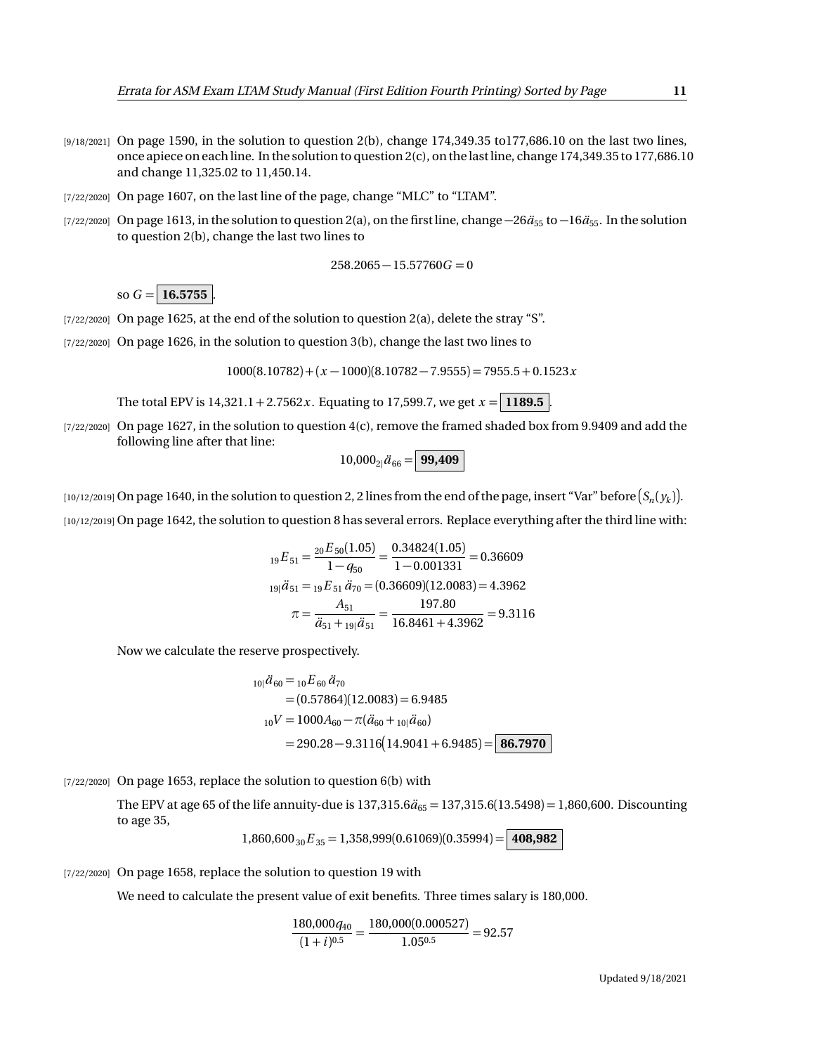[9/18/2021] On page 1590, in the solution to question 2(b), change 174,349.35 to177,686.10 on the last two lines, once apiece on each line. In the solution to question 2(c), on the last line, change 174,349.35 to 177,686.10 and change 11,325.02 to 11,450.14.

[7/22/2020] On page 1607, on the last line of the page, change "MLC" to "LTAM".

[7/22/2020] On page 1613, in the solution to question 2(a), on the first line, change $-26\ddot{a}_{55}$ to $-16\ddot{a}_{55}$. In the solution to question 2(b), change the last two lines to

$$258.2065 - 15.57760G = 0$$

so $G = \boxed{\mathbf{16.5755}}$.

[7/22/2020] On page 1625, at the end of the solution to question 2(a), delete the stray "S".

[7/22/2020] On page 1626, in the solution to question 3(b), change the last two lines to

$$1000(8.10782) + (x - 1000)(8.10782 - 7.9555) = 7955.5 + 0.1523x$$

The total EPV is $14{,}321.1 + 2.7562x$. Equating to 17,599.7, we get $x = \boxed{\mathbf{1189.5}}$.

[7/22/2020] On page 1627, in the solution to question 4(c), remove the framed shaded box from 9.9409 and add the following line after that line:

$$10{,}000\,{}_{2|}\ddot{a}_{66} = \boxed{\mathbf{99{,}409}}$$

[10/12/2019] On page 1640, in the solution to question 2, 2 lines from the end of the page, insert "Var" before $\big(S_n(y_k)\big)$.

[10/12/2019] On page 1642, the solution to question 8 has several errors. Replace everything after the third line with:

$$\begin{aligned}
{}_{19}E_{51} &= \frac{{}_{20}E_{50}(1.05)}{1 - q_{50}} = \frac{0.34824(1.05)}{1 - 0.001331} = 0.36609 \\
{}_{19|}\ddot{a}_{51} &= {}_{19}E_{51}\,\ddot{a}_{70} = (0.36609)(12.0083) = 4.3962 \\
\pi &= \frac{A_{51}}{\ddot{a}_{51} + {}_{19|}\ddot{a}_{51}} = \frac{197.80}{16.8461 + 4.3962} = 9.3116
\end{aligned}$$

Now we calculate the reserve prospectively.

$$\begin{aligned}
{}_{10|}\ddot{a}_{60} &= {}_{10}E_{60}\,\ddot{a}_{70} \\
&= (0.57864)(12.0083) = 6.9485 \\
{}_{10}V &= 1000A_{60} - \pi(\ddot{a}_{60} + {}_{10|}\ddot{a}_{60}) \\
&= 290.28 - 9.3116\big(14.9041 + 6.9485\big) = \boxed{\mathbf{86.7970}}
\end{aligned}$$

[7/22/2020] On page 1653, replace the solution to question 6(b) with

The EPV at age 65 of the life annuity-due is $137{,}315.6\ddot{a}_{65} = 137{,}315.6(13.5498) = 1{,}860{,}600$. Discounting to age 35,

$$1{,}860{,}600\,{}_{30}E_{35} = 1{,}358{,}999(0.61069)(0.35994) = \boxed{\mathbf{408{,}982}}$$

[7/22/2020] On page 1658, replace the solution to question 19 with

We need to calculate the present value of exit benefits. Three times salary is 180,000.

$$\frac{180{,}000q_{40}}{(1+i)^{0.5}} = \frac{180{,}000(0.000527)}{1.05^{0.5}} = 92.57$$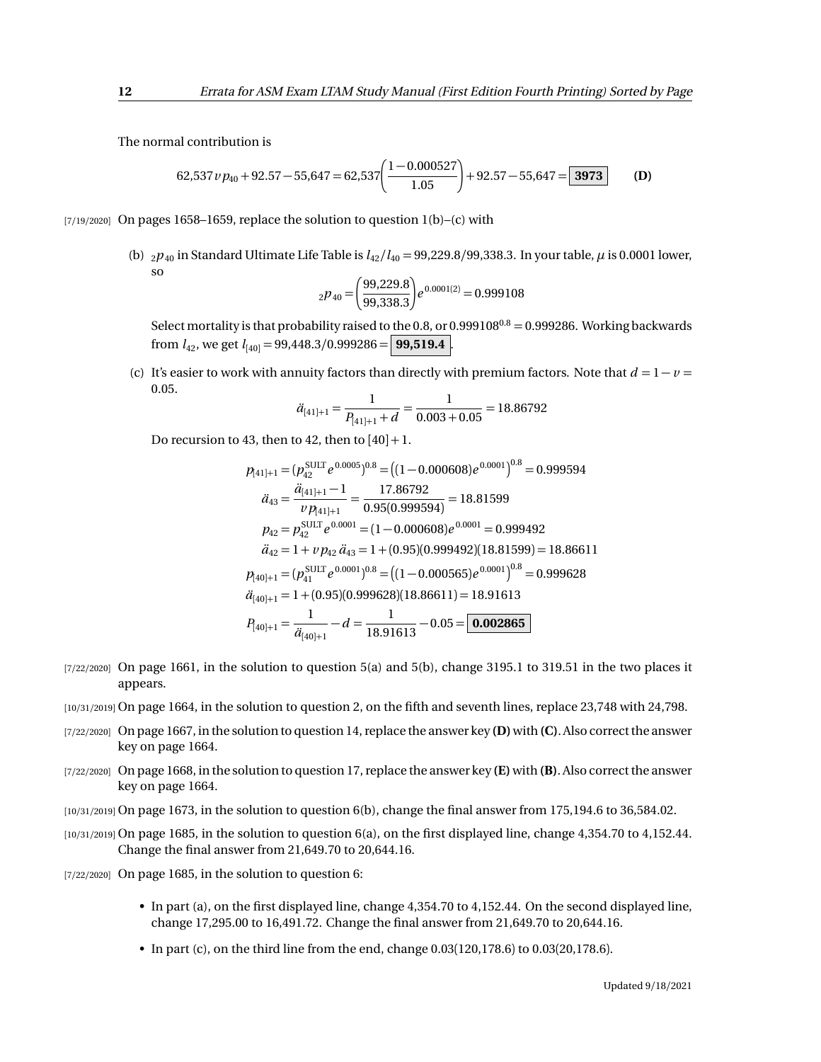The normal contribution is

$$62{,}537\,v\,p_{40} + 92.57 - 55{,}647 = 62{,}537\left(\frac{1-0.000527}{1.05}\right) + 92.57 - 55{,}647 = \boxed{\mathbf{3973}} \qquad \textbf{(D)}$$

[7/19/2020] On pages 1658–1659, replace the solution to question 1(b)–(c) with

(b) ${}_2p_{40}$ in Standard Ultimate Life Table is $l_{42}/l_{40} = 99{,}229.8/99{,}338.3$. In your table, $\mu$ is 0.0001 lower, so

$${}_2p_{40} = \left(\frac{99{,}229.8}{99{,}338.3}\right)e^{0.0001(2)} = 0.999108$$

Select mortality is that probability raised to the 0.8, or $0.999108^{0.8} = 0.999286$. Working backwards from $l_{42}$, we get $l_{[40]} = 99{,}448.3/0.999286 = \boxed{\mathbf{99{,}519.4}}$.

(c) It's easier to work with annuity factors than directly with premium factors. Note that $d = 1 - v = 0.05$.

$$\ddot{a}_{[41]+1} = \frac{1}{P_{[41]+1} + d} = \frac{1}{0.003 + 0.05} = 18.86792$$

Do recursion to 43, then to 42, then to $[40]+1$.

$$\begin{aligned}
p_{[41]+1} &= (p_{42}^{\text{SULT}}e^{0.0005})^{0.8} = \left((1-0.000608)e^{0.0001}\right)^{0.8} = 0.999594\\
\ddot{a}_{43} &= \frac{\ddot{a}_{[41]+1} - 1}{v\,p_{[41]+1}} = \frac{17.86792}{0.95(0.999594)} = 18.81599\\
p_{42} &= p_{42}^{\text{SULT}}e^{0.0001} = (1-0.000608)e^{0.0001} = 0.999492\\
\ddot{a}_{42} &= 1 + v\,p_{42}\,\ddot{a}_{43} = 1 + (0.95)(0.999492)(18.81599) = 18.86611\\
p_{[40]+1} &= (p_{41}^{\text{SULT}}e^{0.0001})^{0.8} = \left((1-0.000565)e^{0.0001}\right)^{0.8} = 0.999628\\
\ddot{a}_{[40]+1} &= 1 + (0.95)(0.999628)(18.86611) = 18.91613\\
P_{[40]+1} &= \frac{1}{\ddot{a}_{[40]+1}} - d = \frac{1}{18.91613} - 0.05 = \boxed{\mathbf{0.002865}}
\end{aligned}$$

[7/22/2020] On page 1661, in the solution to question 5(a) and 5(b), change 3195.1 to 319.51 in the two places it appears.

[10/31/2019] On page 1664, in the solution to question 2, on the fifth and seventh lines, replace 23,748 with 24,798.

[7/22/2020] On page 1667, in the solution to question 14, replace the answer key **(D)** with **(C)**. Also correct the answer key on page 1664.

[7/22/2020] On page 1668, in the solution to question 17, replace the answer key **(E)** with **(B)**. Also correct the answer key on page 1664.

[10/31/2019] On page 1673, in the solution to question 6(b), change the final answer from 175,194.6 to 36,584.02.

[10/31/2019] On page 1685, in the solution to question 6(a), on the first displayed line, change 4,354.70 to 4,152.44. Change the final answer from 21,649.70 to 20,644.16.

[7/22/2020] On page 1685, in the solution to question 6:

- In part (a), on the first displayed line, change 4,354.70 to 4,152.44. On the second displayed line, change 17,295.00 to 16,491.72. Change the final answer from 21,649.70 to 20,644.16.
- In part (c), on the third line from the end, change 0.03(120,178.6) to 0.03(20,178.6).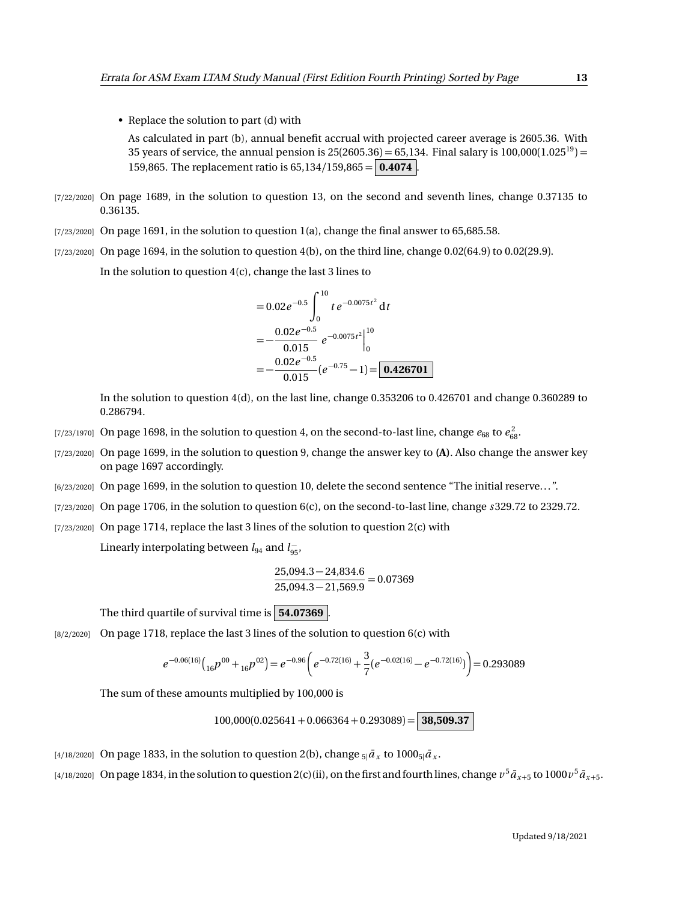- Replace the solution to part (d) with

  As calculated in part (b), annual benefit accrual with projected career average is 2605.36. With 35 years of service, the annual pension is $25(2605.36) = 65{,}134$. Final salary is $100{,}000(1.025^{19}) = 159{,}865$. The replacement ratio is $65{,}134/159{,}865 = \boxed{\mathbf{0.4074}}$.

[7/22/2020] On page 1689, in the solution to question 13, on the second and seventh lines, change 0.37135 to 0.36135.

[7/23/2020] On page 1691, in the solution to question 1(a), change the final answer to 65,685.58.

[7/23/2020] On page 1694, in the solution to question 4(b), on the third line, change 0.02(64.9) to 0.02(29.9).

In the solution to question 4(c), change the last 3 lines to

$$
\begin{aligned}
&= 0.02e^{-0.5}\int_0^{10} t\,e^{-0.0075t^2}\,\mathrm{d}t \\
&= -\frac{0.02e^{-0.5}}{0.015}\,e^{-0.0075t^2}\Big|_0^{10} \\
&= -\frac{0.02e^{-0.5}}{0.015}(e^{-0.75}-1) = \boxed{\mathbf{0.426701}}
\end{aligned}
$$

In the solution to question 4(d), on the last line, change 0.353206 to 0.426701 and change 0.360289 to 0.286794.

[7/23/1970] On page 1698, in the solution to question 4, on the second-to-last line, change $e_{68}$ to $e_{68}^2$.

[7/23/2020] On page 1699, in the solution to question 9, change the answer key to **(A)**. Also change the answer key on page 1697 accordingly.

[6/23/2020] On page 1699, in the solution to question 10, delete the second sentence "The initial reserve… ".

[7/23/2020] On page 1706, in the solution to question 6(c), on the second-to-last line, change $s329.72$ to 2329.72.

[7/23/2020] On page 1714, replace the last 3 lines of the solution to question 2(c) with

Linearly interpolating between $l_{94}$ and $l_{95}^-$,

$$
\frac{25{,}094.3-24{,}834.6}{25{,}094.3-21{,}569.9} = 0.07369
$$

The third quartile of survival time is $\boxed{\mathbf{54.07369}}$.

[8/2/2020] On page 1718, replace the last 3 lines of the solution to question 6(c) with

$$
e^{-0.06(16)}\left({}_{16}p^{00} + {}_{16}p^{02}\right) = e^{-0.96}\left(e^{-0.72(16)} + \frac{3}{7}\left(e^{-0.02(16)} - e^{-0.72(16)}\right)\right) = 0.293089
$$

The sum of these amounts multiplied by 100,000 is

$$
100{,}000(0.025641 + 0.066364 + 0.293089) = \boxed{\mathbf{38{,}509.37}}
$$

[4/18/2020] On page 1833, in the solution to question 2(b), change ${}_{5|}\bar{a}_x$ to $1000\,{}_{5|}\bar{a}_x$.

[4/18/2020] On page 1834, in the solution to question 2(c)(ii), on the first and fourth lines, change $v^5\bar{a}_{x+5}$ to $1000v^5\bar{a}_{x+5}$.